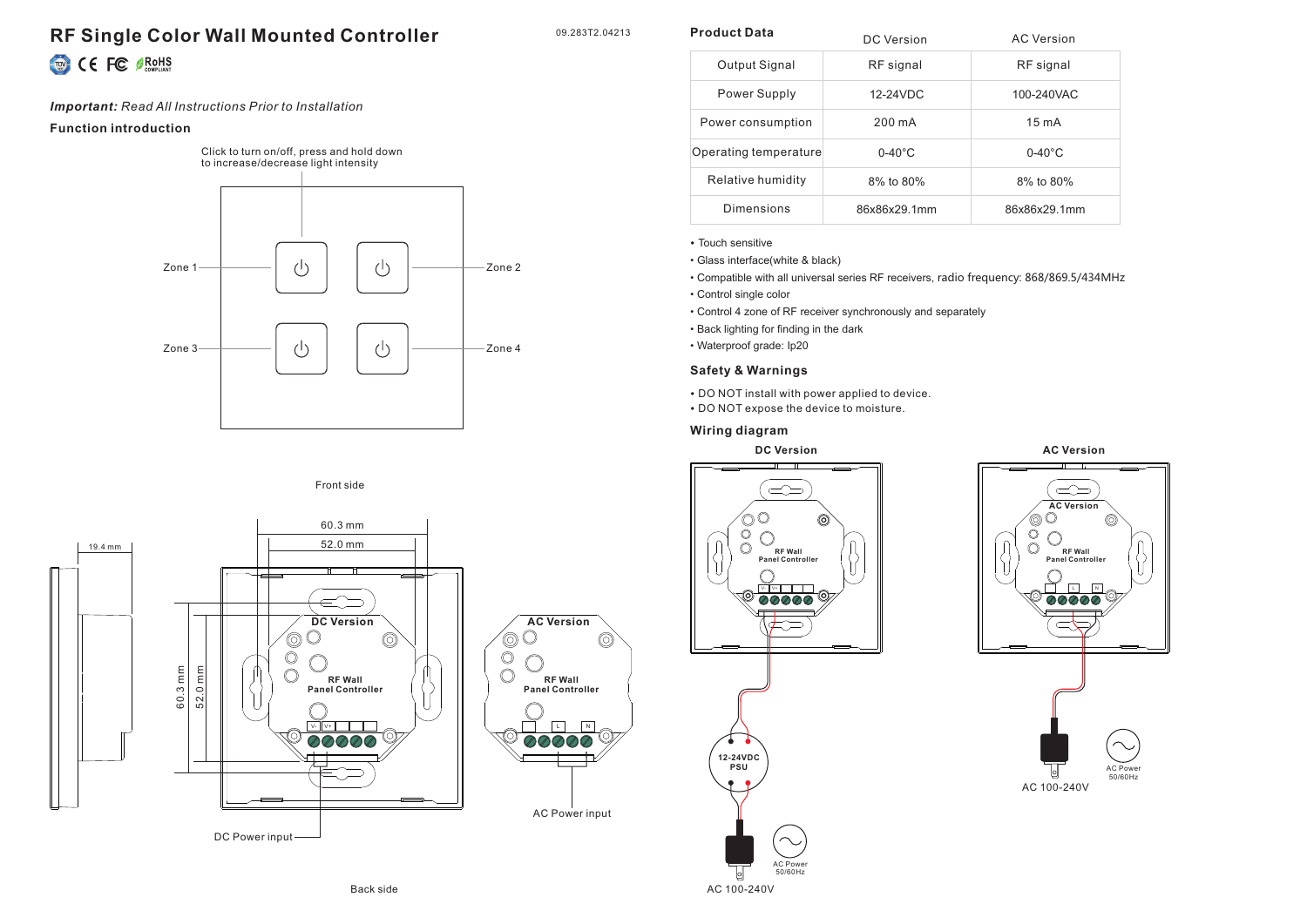# RF Single Color Wall Mounted Controller

09.283T2.04213

*Important:* *Read All Instructions Prior to Installation*

## Function introduction

Click to turn on/off, press and hold down to increase/decrease light intensity

Zone 1 — Zone 2

Zone 3 — Zone 4

Front side

19.4 mm

60.3 mm

52.0 mm

DC Version — RF Wall Panel Controller

AC Version — RF Wall Panel Controller

DC Power input

AC Power input

Back side

## Product Data

| | DC Version | AC Version |
|---|---|---|
| Output Signal | RF signal | RF signal |
| Power Supply | 12-24VDC | 100-240VAC |
| Power consumption | 200 mA | 15 mA |
| Operating temperature | 0-40°C | 0-40°C |
| Relative humidity | 8% to 80% | 8% to 80% |
| Dimensions | 86x86x29.1mm | 86x86x29.1mm |

- Touch sensitive
- Glass interface(white & black)
- Compatible with all universal series RF receivers, radio frequency: 868/869.5/434MHz
- Control single color
- Control 4 zone of RF receiver synchronously and separately
- Back lighting for finding in the dark
- Waterproof grade: Ip20

## Safety & Warnings

- DO NOT install with power applied to device.
- DO NOT expose the device to moisture.

## Wiring diagram

**DC Version**

RF Wall Panel Controller

12-24VDC PSU

AC Power 50/60Hz

AC 100-240V

**AC Version**

RF Wall Panel Controller

AC Power 50/60Hz

AC 100-240V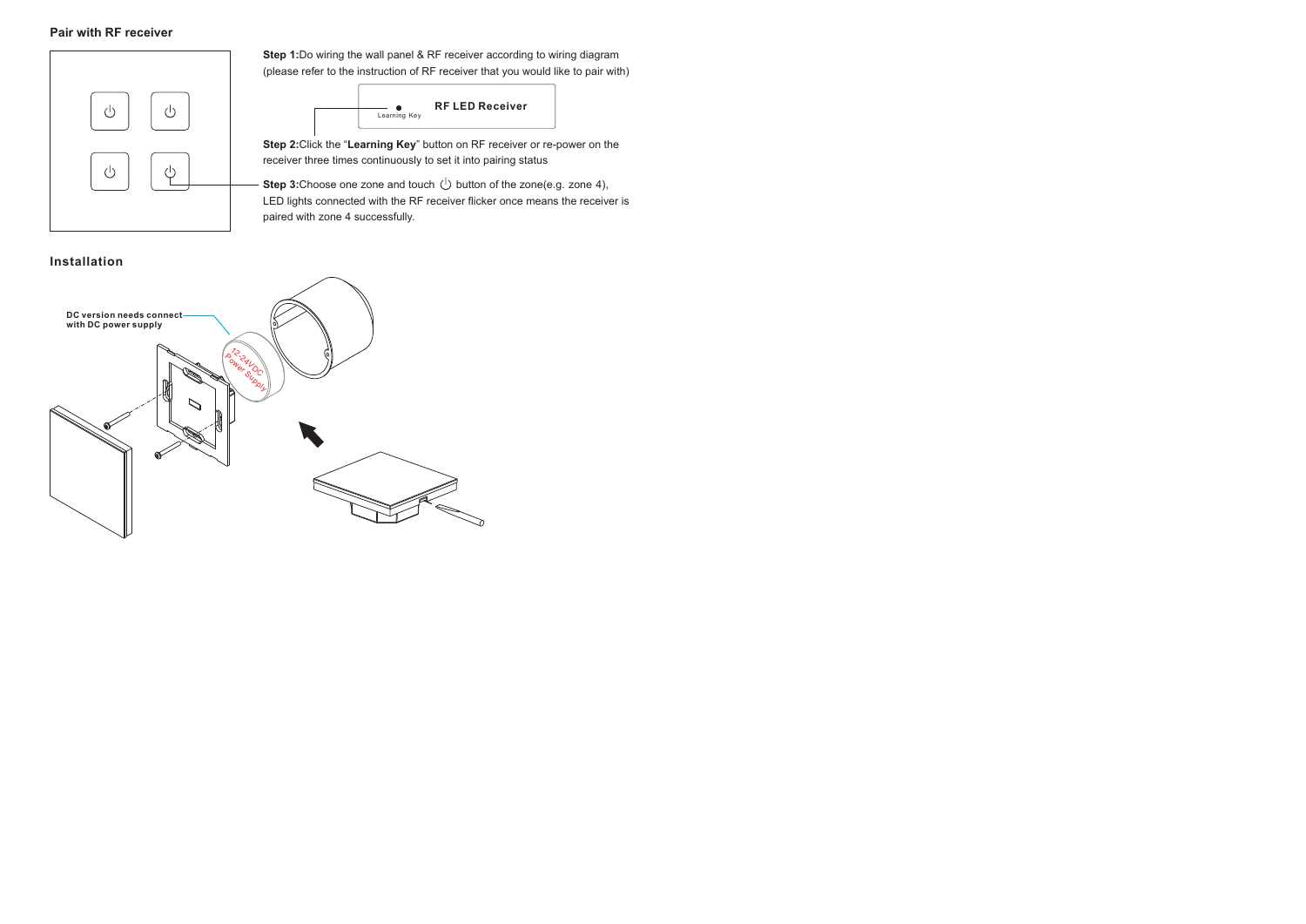## Pair with RF receiver

**Step 1:** Do wiring the wall panel & RF receiver according to wiring diagram (please refer to the instruction of RF receiver that you would like to pair with)

RF LED Receiver

Learning Key

**Step 2:** Click the “**Learning Key**” button on RF receiver or re-power on the receiver three times continuously to set it into pairing status

**Step 3:** Choose one zone and touch ⏻ button of the zone(e.g. zone 4), LED lights connected with the RF receiver flicker once means the receiver is paired with zone 4 successfully.

## Installation

DC version needs connect with DC power supply

12-24VDC Power Supply